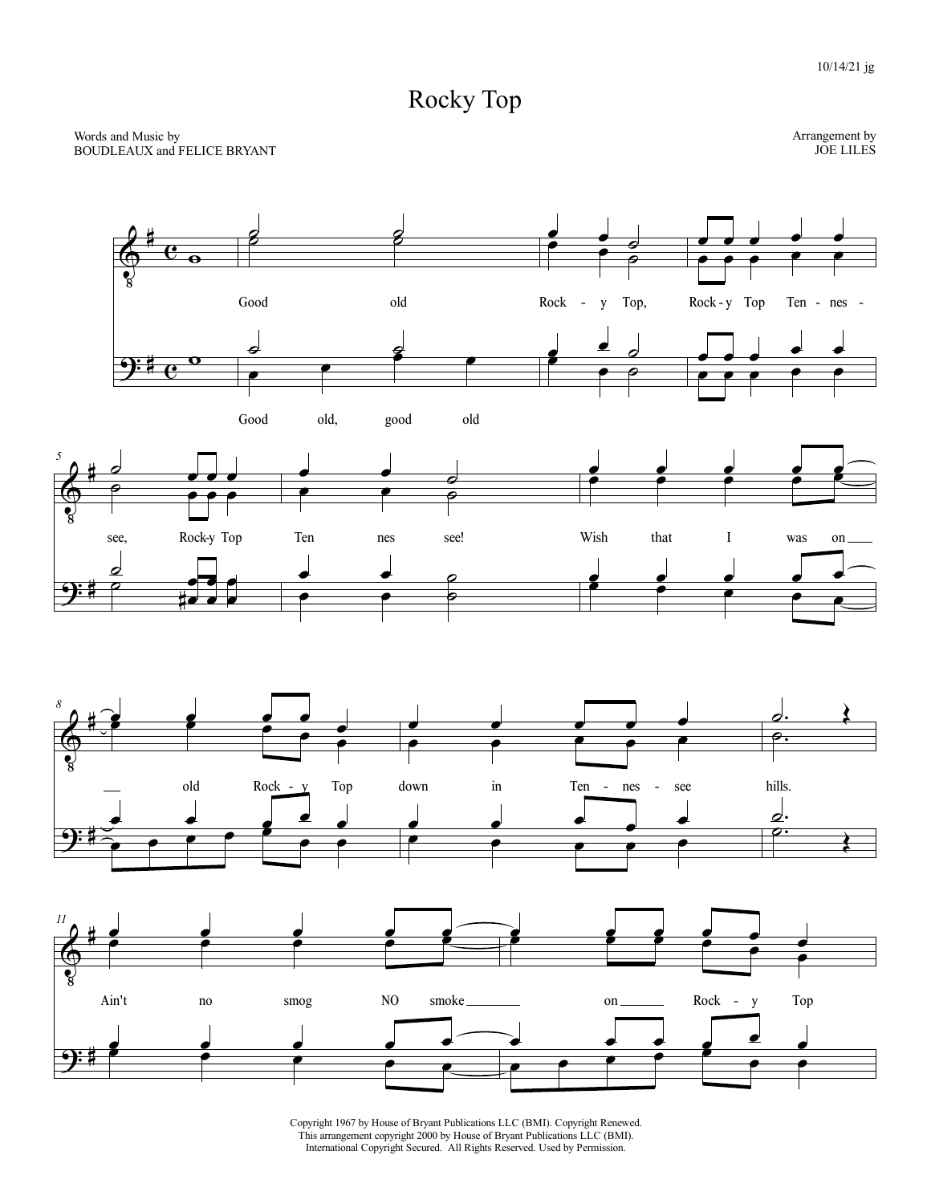10/14/21 jg

# Rocky Top

Words and Music by
BOUDLEAUX and FELICE BRYANT

Arrangement by
JOE LILES

Good old Rock - y Top, Rock - y Top Ten - nes - see, Rock-y Top Ten nes see! Wish that I was on old Rock - y Top down in Ten - nes - see hills.

Good old, good old

Ain't no smog NO smoke on Rock - y Top

Copyright 1967 by House of Bryant Publications LLC (BMI). Copyright Renewed.
This arrangement copyright 2000 by House of Bryant Publications LLC (BMI).
International Copyright Secured. All Rights Reserved. Used by Permission.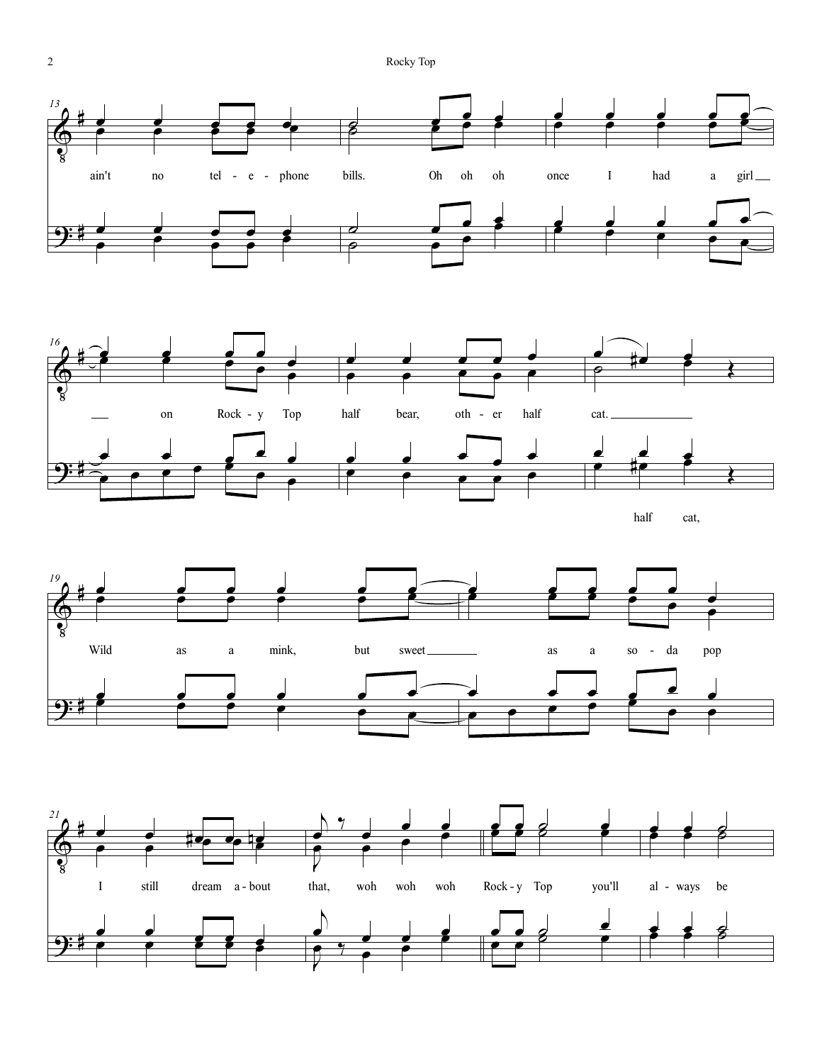ain't no tel - e - phone bills. Oh oh oh once I had a girl on Rock - y Top half bear, oth - er half cat.

half cat,

Wild as a mink, but sweet as a so - da pop

I still dream a - bout that, woh woh woh Rock - y Top you'll al - ways be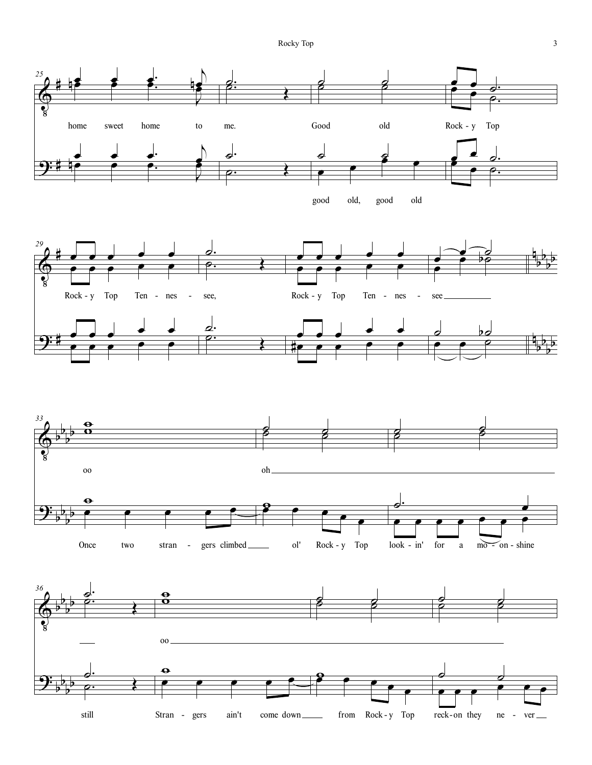home sweet home to me. Good old Rock - y Top

good old, good old

Rock - y Top Ten - nes - see, Rock - y Top Ten - nes - see

oo oh

Once two stran - gers climbed ol' Rock - y Top look - in' for a mo - on - shine

oo

still Stran - gers ain't come down from Rock - y Top reck - on they ne - ver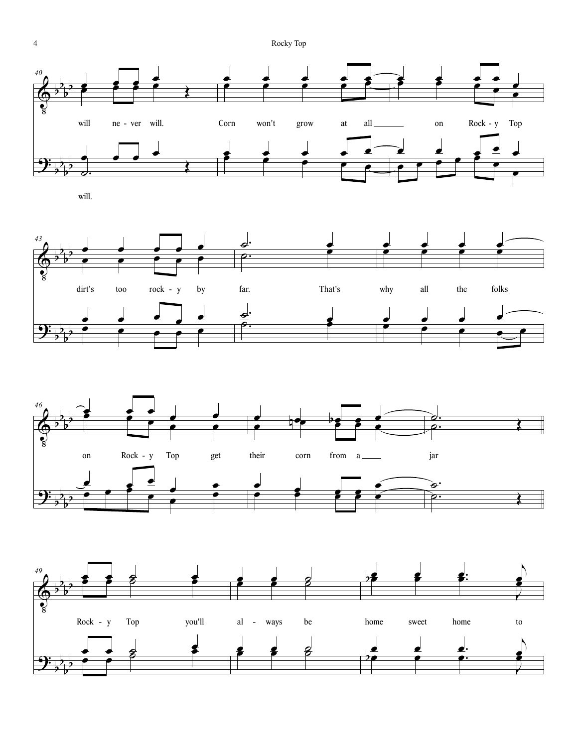will ne - ver will. Corn won't grow at all on Rock - y Top

will.

dirt's too rock - y by far. That's why all the folks

on Rock - y Top get their corn from a jar

Rock - y Top you'll al - ways be home sweet home to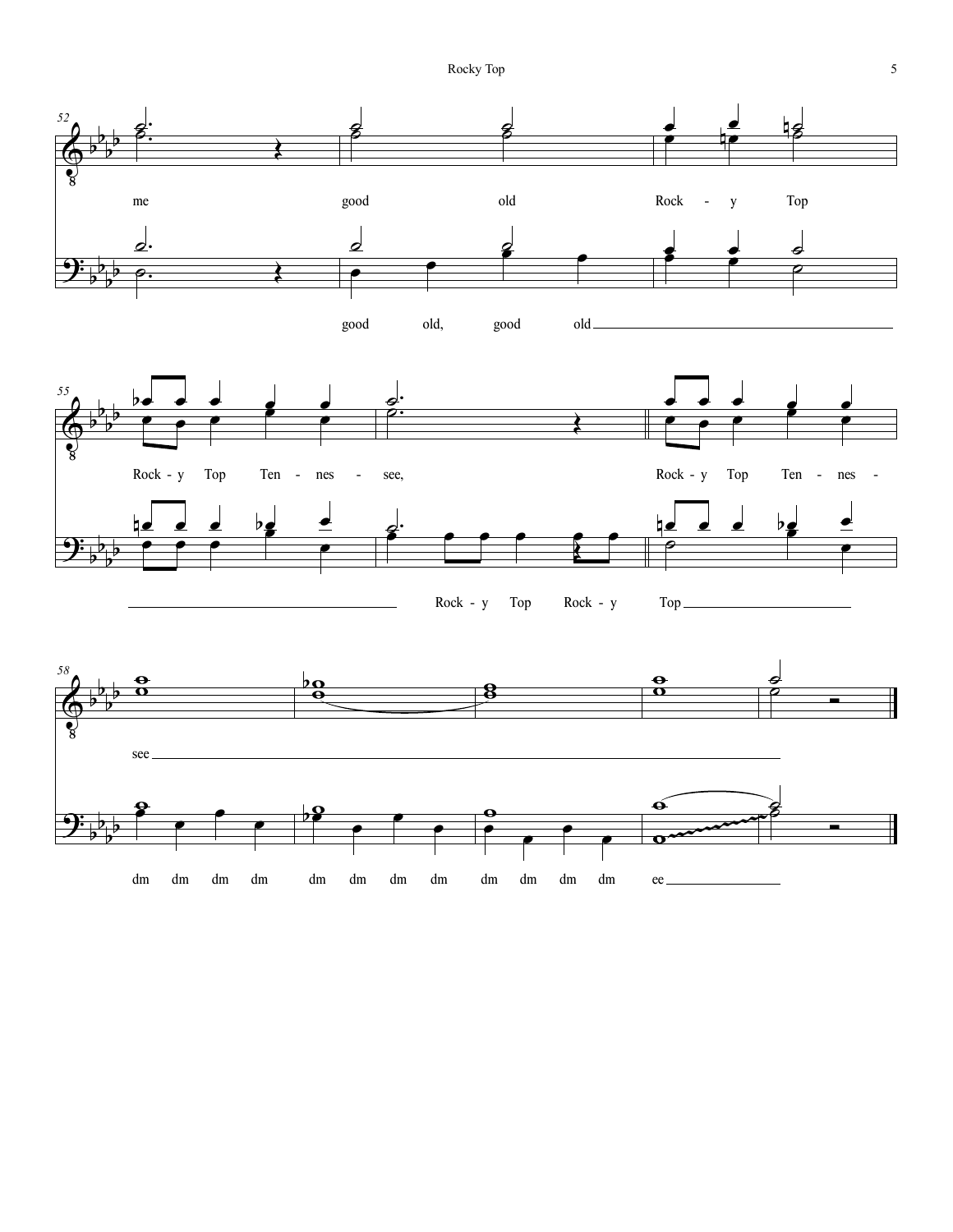me good old Rock - y Top

good old, good old

Rock - y Top Ten - nes - see, Rock - y Top Ten - nes -

Rock - y Top Rock - y Top

see

dm dm dm dm dm dm dm dm dm dm dm dm ee